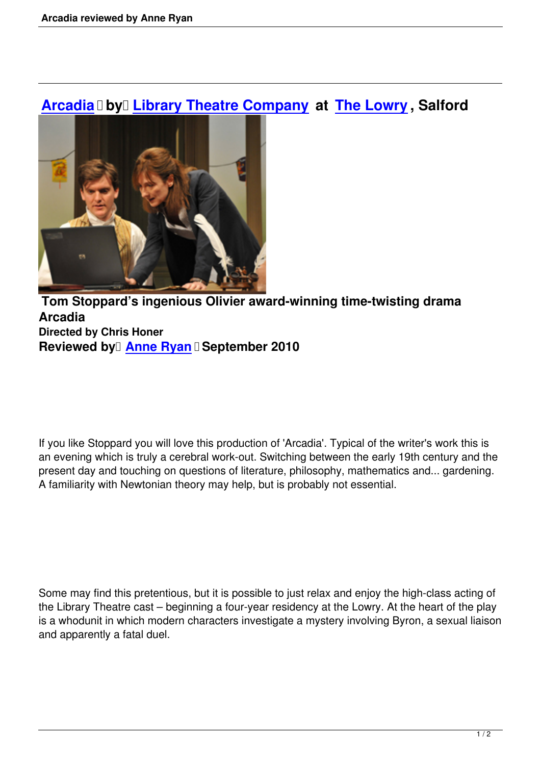# Arcadia by Library Theatre Company at The Lowry, Salford

**Tom Stoppard's ingenious Olivier award-winning time-twisting drama Arcadia**

**Directed by Chris Honer**

**Reviewed by Anne Ryan September 2010**

If you like Stoppard you will love this production of 'Arcadia'. Typical of the writer's work this is an evening which is truly a cerebral work-out. Switching between the early 19th century and the present day and touching on questions of literature, philosophy, mathematics and... gardening. A familiarity with Newtonian theory may help, but is probably not essential.

Some may find this pretentious, but it is possible to just relax and enjoy the high-class acting of the Library Theatre cast – beginning a four-year residency at the Lowry. At the heart of the play is a whodunit in which modern characters investigate a mystery involving Byron, a sexual liaison and apparently a fatal duel.